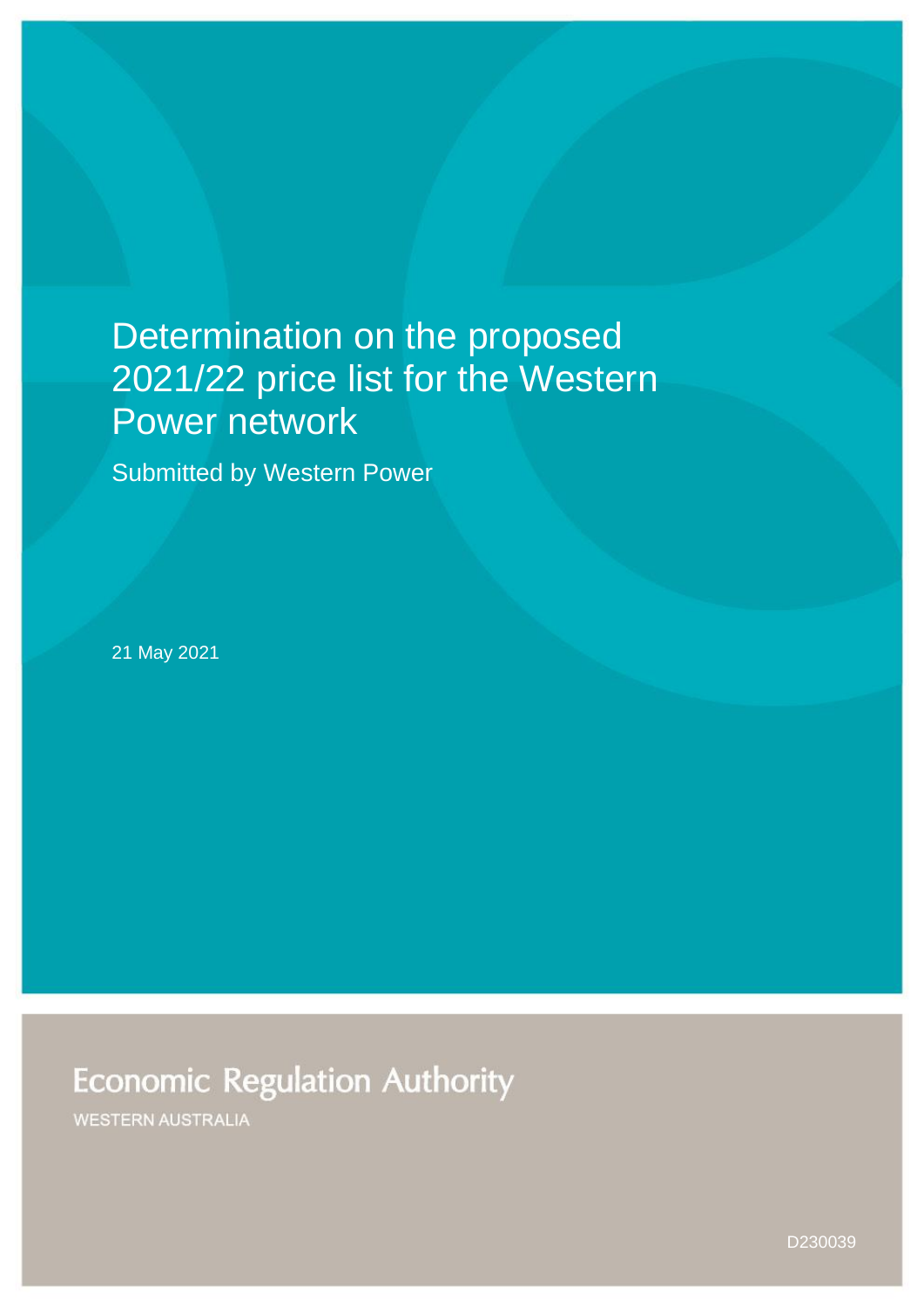# Determination on the proposed 2021/22 price list for the Western Power network

Submitted by Western Power

21 May 2021

Economic Regulation Authority

WESTERN AUSTRALIA

D230039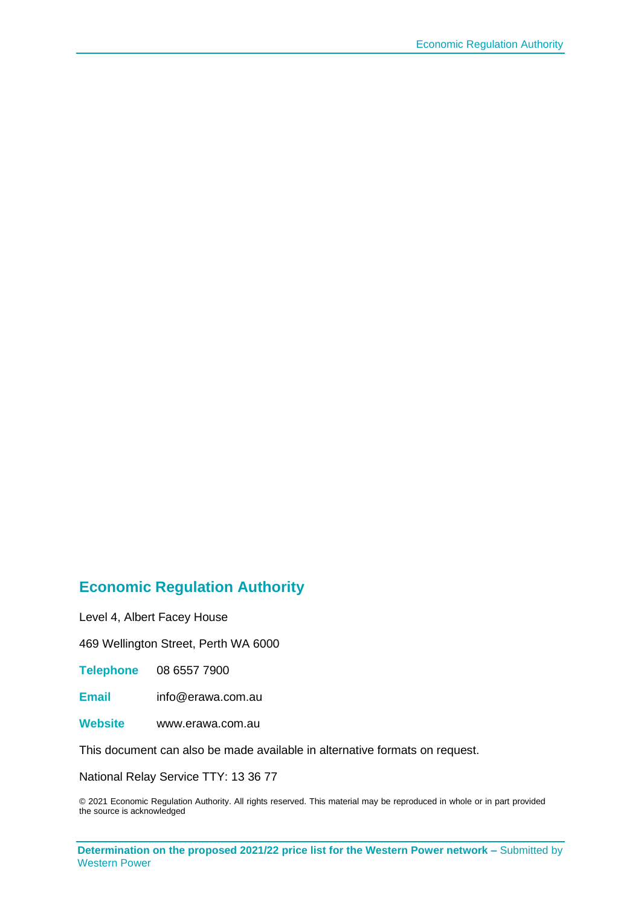## Economic Regulation Authority

Level 4, Albert Facey House

469 Wellington Street, Perth WA 6000

**Telephone** 08 6557 7900

**Email** info@erawa.com.au

**Website** www.erawa.com.au

This document can also be made available in alternative formats on request.

National Relay Service TTY: 13 36 77

© 2021 Economic Regulation Authority. All rights reserved. This material may be reproduced in whole or in part provided the source is acknowledged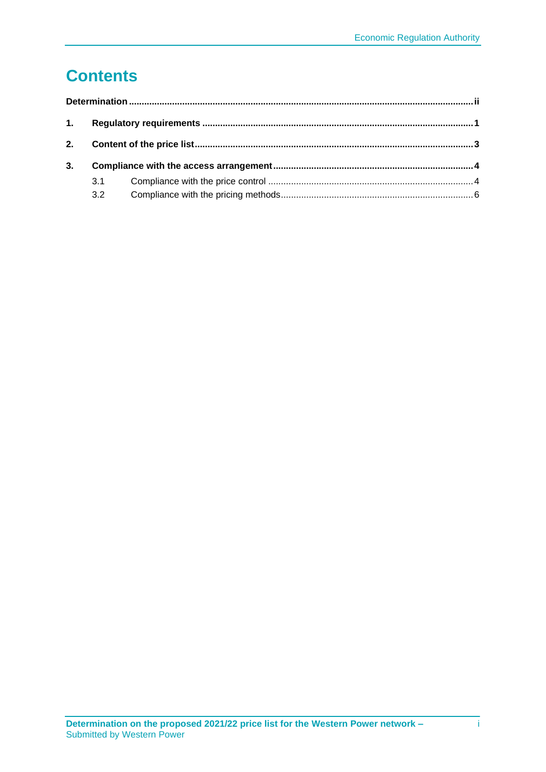# Contents

**Determination** .......... ii

**1. Regulatory requirements** .......... 1

**2. Content of the price list** .......... 3

**3. Compliance with the access arrangement** .......... 4

- 3.1 Compliance with the price control .......... 4
- 3.2 Compliance with the pricing methods .......... 6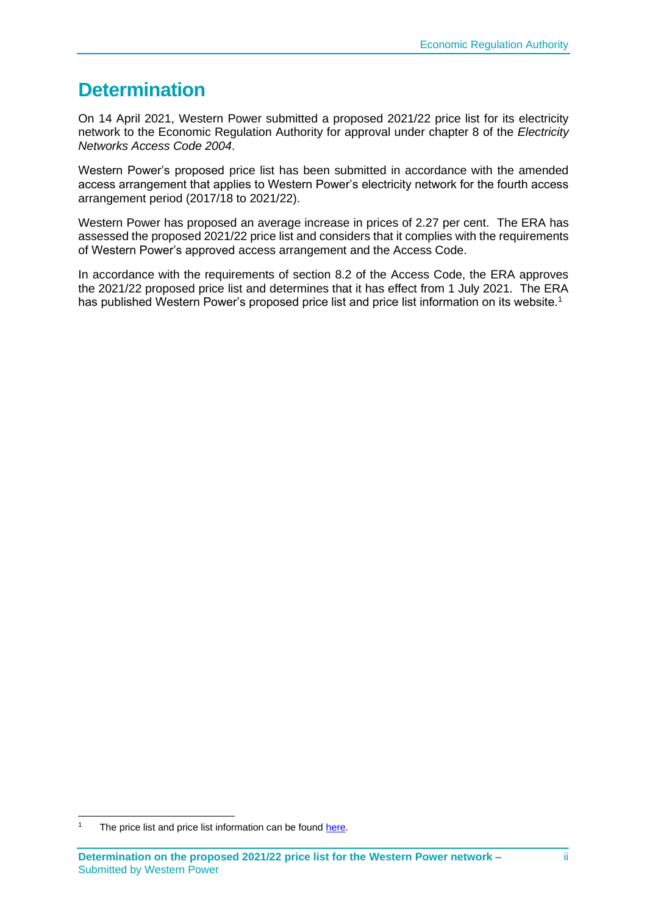# Determination

On 14 April 2021, Western Power submitted a proposed 2021/22 price list for its electricity network to the Economic Regulation Authority for approval under chapter 8 of the *Electricity Networks Access Code 2004*.

Western Power's proposed price list has been submitted in accordance with the amended access arrangement that applies to Western Power's electricity network for the fourth access arrangement period (2017/18 to 2021/22).

Western Power has proposed an average increase in prices of 2.27 per cent. The ERA has assessed the proposed 2021/22 price list and considers that it complies with the requirements of Western Power's approved access arrangement and the Access Code.

In accordance with the requirements of section 8.2 of the Access Code, the ERA approves the 2021/22 proposed price list and determines that it has effect from 1 July 2021. The ERA has published Western Power's proposed price list and price list information on its website.[1]

[1] The price list and price list information can be found here.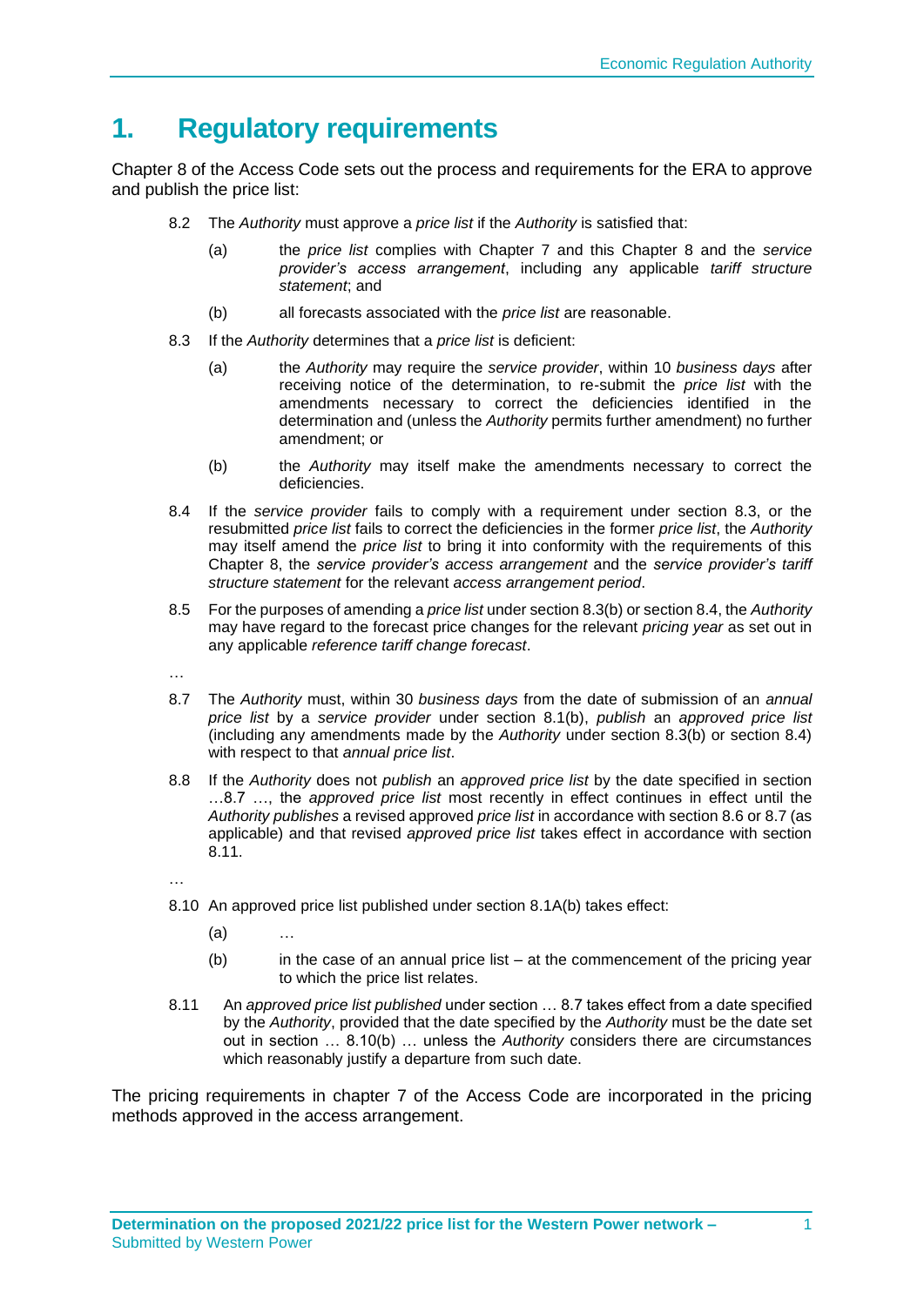# 1. Regulatory requirements

Chapter 8 of the Access Code sets out the process and requirements for the ERA to approve and publish the price list:

> 8.2 The *Authority* must approve a *price list* if the *Authority* is satisfied that:
>
> (a) the *price list* complies with Chapter 7 and this Chapter 8 and the *service provider's access arrangement*, including any applicable *tariff structure statement*; and
>
> (b) all forecasts associated with the *price list* are reasonable.
>
> 8.3 If the *Authority* determines that a *price list* is deficient:
>
> (a) the *Authority* may require the *service provider*, within 10 *business days* after receiving notice of the determination, to re-submit the *price list* with the amendments necessary to correct the deficiencies identified in the determination and (unless the *Authority* permits further amendment) no further amendment; or
>
> (b) the *Authority* may itself make the amendments necessary to correct the deficiencies.
>
> 8.4 If the *service provider* fails to comply with a requirement under section 8.3, or the resubmitted *price list* fails to correct the deficiencies in the former *price list*, the *Authority* may itself amend the *price list* to bring it into conformity with the requirements of this Chapter 8, the *service provider's access arrangement* and the *service provider's tariff structure statement* for the relevant *access arrangement period*.
>
> 8.5 For the purposes of amending a *price list* under section 8.3(b) or section 8.4, the *Authority* may have regard to the forecast price changes for the relevant *pricing year* as set out in any applicable *reference tariff change forecast*.
>
> …
>
> 8.7 The *Authority* must, within 30 *business days* from the date of submission of an *annual price list* by a *service provider* under section 8.1(b), *publish* an *approved price list* (including any amendments made by the *Authority* under section 8.3(b) or section 8.4) with respect to that *annual price list*.
>
> 8.8 If the *Authority* does not *publish* an *approved price list* by the date specified in section …8.7 …, the *approved price list* most recently in effect continues in effect until the *Authority publishes* a revised approved *price list* in accordance with section 8.6 or 8.7 (as applicable) and that revised *approved price list* takes effect in accordance with section 8.11.
>
> …
>
> 8.10 An approved price list published under section 8.1A(b) takes effect:
>
> (a) …
>
> (b) in the case of an annual price list – at the commencement of the pricing year to which the price list relates.
>
> 8.11 An *approved price list published* under section … 8.7 takes effect from a date specified by the *Authority*, provided that the date specified by the *Authority* must be the date set out in section … 8.10(b) … unless the *Authority* considers there are circumstances which reasonably justify a departure from such date.

The pricing requirements in chapter 7 of the Access Code are incorporated in the pricing methods approved in the access arrangement.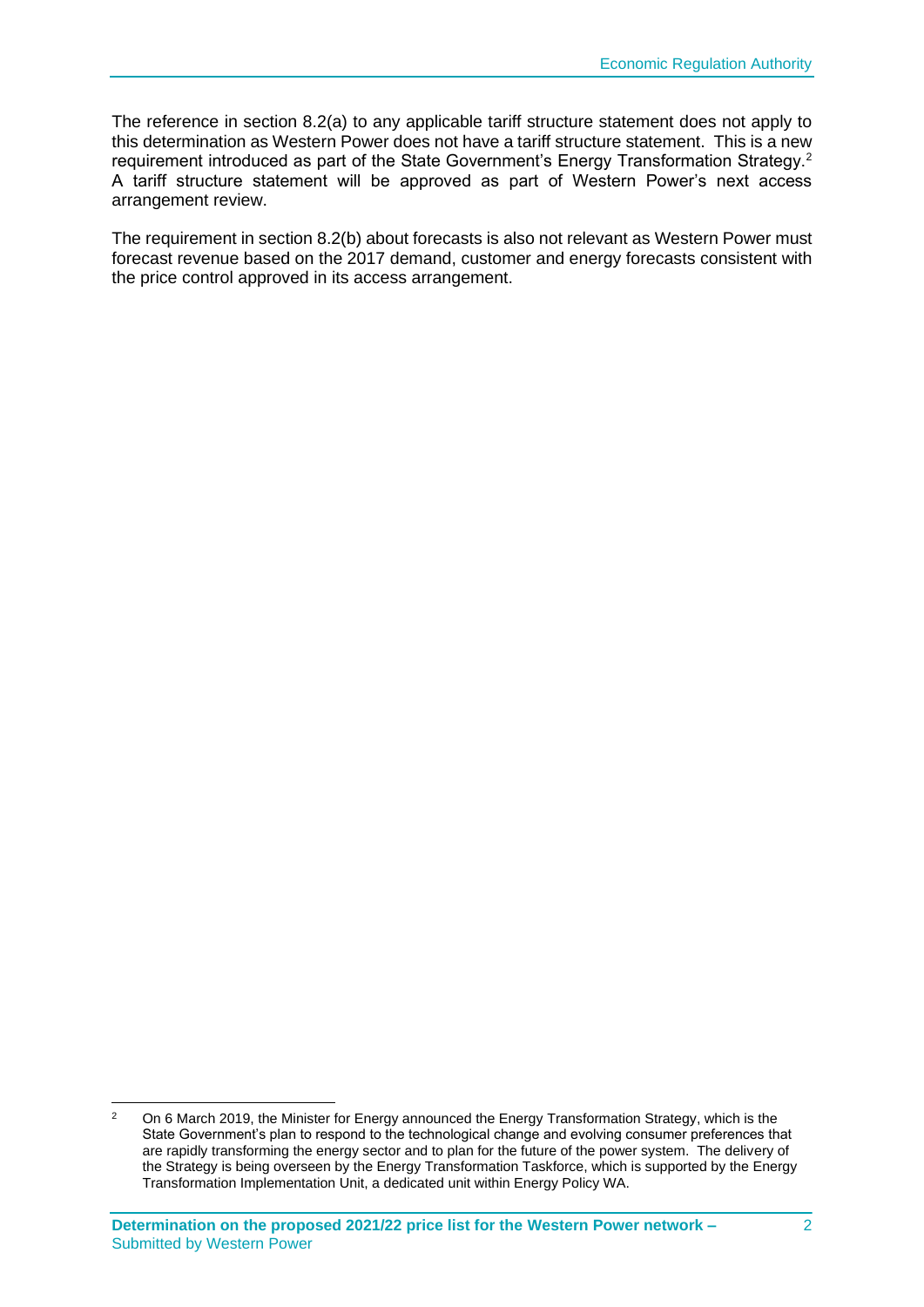The reference in section 8.2(a) to any applicable tariff structure statement does not apply to this determination as Western Power does not have a tariff structure statement. This is a new requirement introduced as part of the State Government's Energy Transformation Strategy.[2] A tariff structure statement will be approved as part of Western Power's next access arrangement review.

The requirement in section 8.2(b) about forecasts is also not relevant as Western Power must forecast revenue based on the 2017 demand, customer and energy forecasts consistent with the price control approved in its access arrangement.

[2] On 6 March 2019, the Minister for Energy announced the Energy Transformation Strategy, which is the State Government's plan to respond to the technological change and evolving consumer preferences that are rapidly transforming the energy sector and to plan for the future of the power system. The delivery of the Strategy is being overseen by the Energy Transformation Taskforce, which is supported by the Energy Transformation Implementation Unit, a dedicated unit within Energy Policy WA.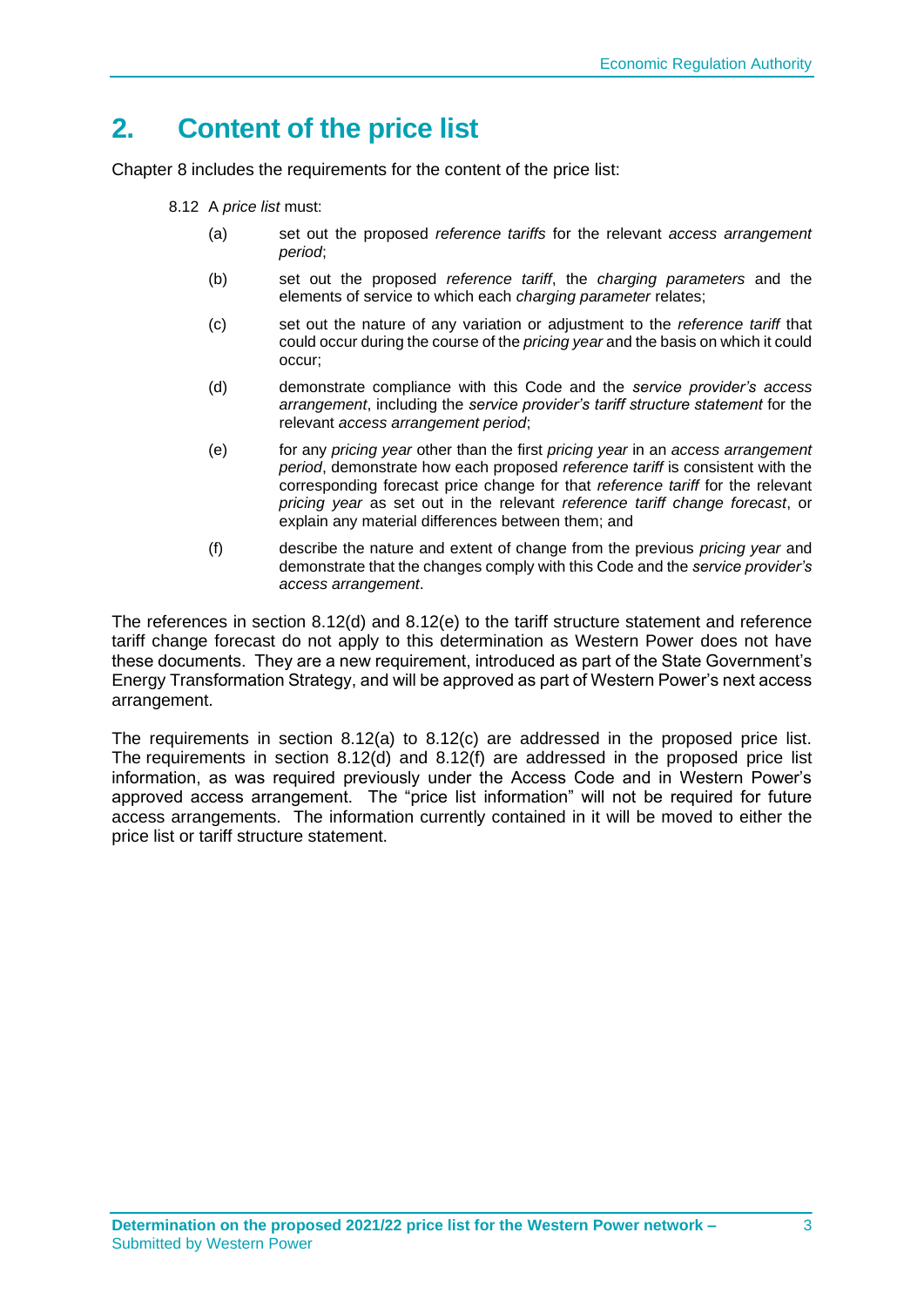# 2. Content of the price list

Chapter 8 includes the requirements for the content of the price list:

> 8.12 A *price list* must:
>
> (a) set out the proposed *reference tariffs* for the relevant *access arrangement period*;
>
> (b) set out the proposed *reference tariff*, the *charging parameters* and the elements of service to which each *charging parameter* relates;
>
> (c) set out the nature of any variation or adjustment to the *reference tariff* that could occur during the course of the *pricing year* and the basis on which it could occur;
>
> (d) demonstrate compliance with this Code and the *service provider's access arrangement*, including the *service provider's tariff structure statement* for the relevant *access arrangement period*;
>
> (e) for any *pricing year* other than the first *pricing year* in an *access arrangement period*, demonstrate how each proposed *reference tariff* is consistent with the corresponding forecast price change for that *reference tariff* for the relevant *pricing year* as set out in the relevant *reference tariff change forecast*, or explain any material differences between them; and
>
> (f) describe the nature and extent of change from the previous *pricing year* and demonstrate that the changes comply with this Code and the *service provider's access arrangement*.

The references in section 8.12(d) and 8.12(e) to the tariff structure statement and reference tariff change forecast do not apply to this determination as Western Power does not have these documents. They are a new requirement, introduced as part of the State Government's Energy Transformation Strategy, and will be approved as part of Western Power's next access arrangement.

The requirements in section 8.12(a) to 8.12(c) are addressed in the proposed price list. The requirements in section 8.12(d) and 8.12(f) are addressed in the proposed price list information, as was required previously under the Access Code and in Western Power's approved access arrangement. The "price list information" will not be required for future access arrangements. The information currently contained in it will be moved to either the price list or tariff structure statement.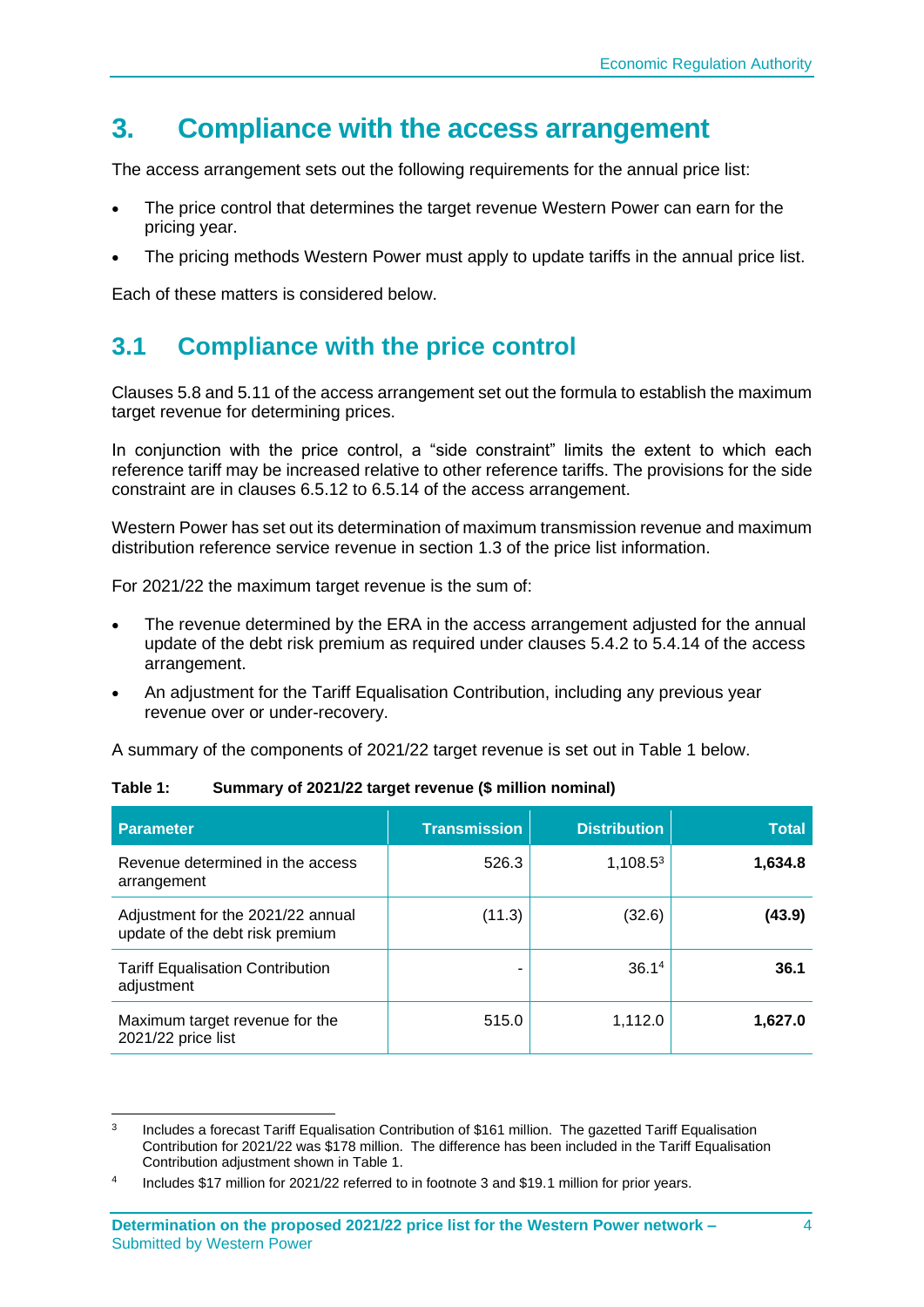# 3. Compliance with the access arrangement

The access arrangement sets out the following requirements for the annual price list:

- The price control that determines the target revenue Western Power can earn for the pricing year.
- The pricing methods Western Power must apply to update tariffs in the annual price list.

Each of these matters is considered below.

## 3.1 Compliance with the price control

Clauses 5.8 and 5.11 of the access arrangement set out the formula to establish the maximum target revenue for determining prices.

In conjunction with the price control, a "side constraint" limits the extent to which each reference tariff may be increased relative to other reference tariffs. The provisions for the side constraint are in clauses 6.5.12 to 6.5.14 of the access arrangement.

Western Power has set out its determination of maximum transmission revenue and maximum distribution reference service revenue in section 1.3 of the price list information.

For 2021/22 the maximum target revenue is the sum of:

- The revenue determined by the ERA in the access arrangement adjusted for the annual update of the debt risk premium as required under clauses 5.4.2 to 5.4.14 of the access arrangement.
- An adjustment for the Tariff Equalisation Contribution, including any previous year revenue over or under-recovery.

A summary of the components of 2021/22 target revenue is set out in Table 1 below.

**Table 1: Summary of 2021/22 target revenue ($ million nominal)**

| Parameter | Transmission | Distribution | Total |
|---|---:|---:|---:|
| Revenue determined in the access arrangement | 526.3 | 1,108.5[3] | **1,634.8** |
| Adjustment for the 2021/22 annual update of the debt risk premium | (11.3) | (32.6) | **(43.9)** |
| Tariff Equalisation Contribution adjustment | - | 36.1[4] | **36.1** |
| Maximum target revenue for the 2021/22 price list | 515.0 | 1,112.0 | **1,627.0** |

[3] Includes a forecast Tariff Equalisation Contribution of $161 million. The gazetted Tariff Equalisation Contribution for 2021/22 was $178 million. The difference has been included in the Tariff Equalisation Contribution adjustment shown in Table 1.

[4] Includes $17 million for 2021/22 referred to in footnote 3 and $19.1 million for prior years.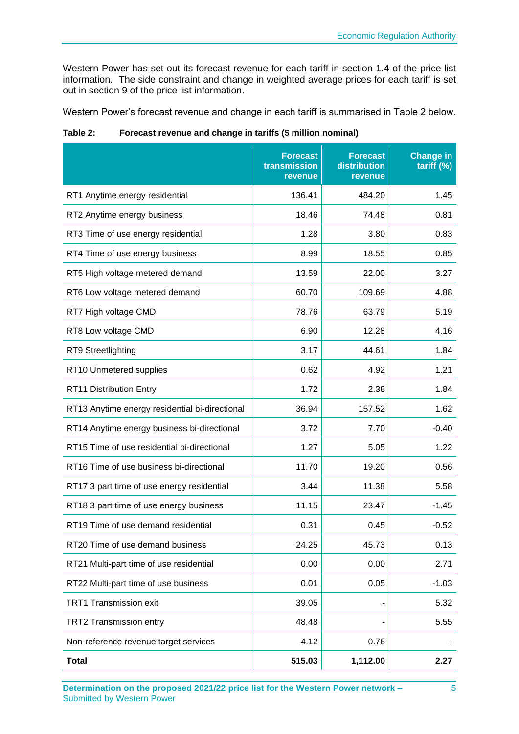Western Power has set out its forecast revenue for each tariff in section 1.4 of the price list information. The side constraint and change in weighted average prices for each tariff is set out in section 9 of the price list information.

Western Power's forecast revenue and change in each tariff is summarised in Table 2 below.

**Table 2: Forecast revenue and change in tariffs ($ million nominal)**

| | Forecast transmission revenue | Forecast distribution revenue | Change in tariff (%) |
|---|---|---|---|
| RT1 Anytime energy residential | 136.41 | 484.20 | 1.45 |
| RT2 Anytime energy business | 18.46 | 74.48 | 0.81 |
| RT3 Time of use energy residential | 1.28 | 3.80 | 0.83 |
| RT4 Time of use energy business | 8.99 | 18.55 | 0.85 |
| RT5 High voltage metered demand | 13.59 | 22.00 | 3.27 |
| RT6 Low voltage metered demand | 60.70 | 109.69 | 4.88 |
| RT7 High voltage CMD | 78.76 | 63.79 | 5.19 |
| RT8 Low voltage CMD | 6.90 | 12.28 | 4.16 |
| RT9 Streetlighting | 3.17 | 44.61 | 1.84 |
| RT10 Unmetered supplies | 0.62 | 4.92 | 1.21 |
| RT11 Distribution Entry | 1.72 | 2.38 | 1.84 |
| RT13 Anytime energy residential bi-directional | 36.94 | 157.52 | 1.62 |
| RT14 Anytime energy business bi-directional | 3.72 | 7.70 | -0.40 |
| RT15 Time of use residential bi-directional | 1.27 | 5.05 | 1.22 |
| RT16 Time of use business bi-directional | 11.70 | 19.20 | 0.56 |
| RT17 3 part time of use energy residential | 3.44 | 11.38 | 5.58 |
| RT18 3 part time of use energy business | 11.15 | 23.47 | -1.45 |
| RT19 Time of use demand residential | 0.31 | 0.45 | -0.52 |
| RT20 Time of use demand business | 24.25 | 45.73 | 0.13 |
| RT21 Multi-part time of use residential | 0.00 | 0.00 | 2.71 |
| RT22 Multi-part time of use business | 0.01 | 0.05 | -1.03 |
| TRT1 Transmission exit | 39.05 | - | 5.32 |
| TRT2 Transmission entry | 48.48 | - | 5.55 |
| Non-reference revenue target services | 4.12 | 0.76 | - |
| **Total** | **515.03** | **1,112.00** | **2.27** |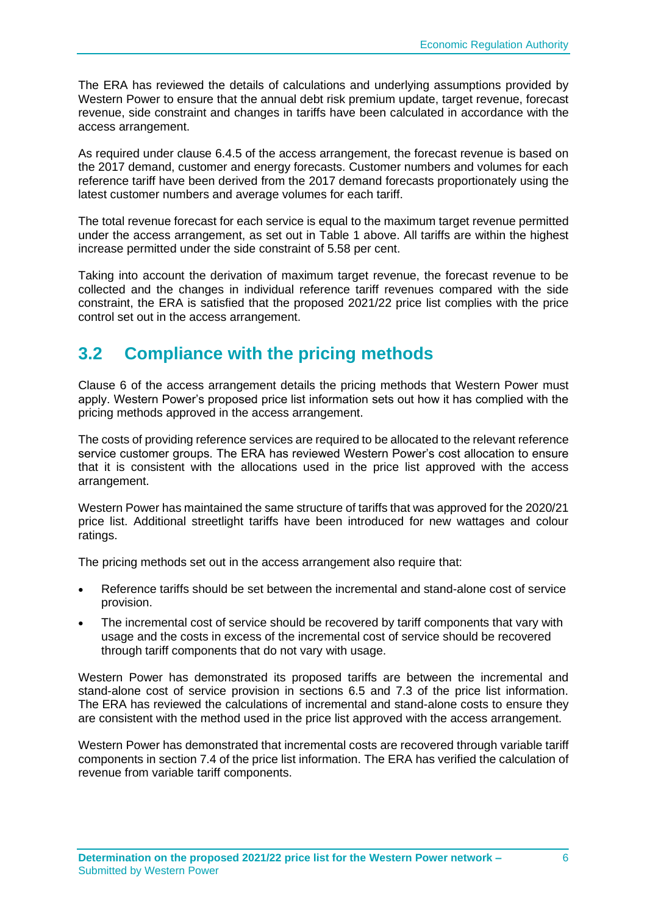The ERA has reviewed the details of calculations and underlying assumptions provided by Western Power to ensure that the annual debt risk premium update, target revenue, forecast revenue, side constraint and changes in tariffs have been calculated in accordance with the access arrangement.

As required under clause 6.4.5 of the access arrangement, the forecast revenue is based on the 2017 demand, customer and energy forecasts. Customer numbers and volumes for each reference tariff have been derived from the 2017 demand forecasts proportionately using the latest customer numbers and average volumes for each tariff.

The total revenue forecast for each service is equal to the maximum target revenue permitted under the access arrangement, as set out in Table 1 above. All tariffs are within the highest increase permitted under the side constraint of 5.58 per cent.

Taking into account the derivation of maximum target revenue, the forecast revenue to be collected and the changes in individual reference tariff revenues compared with the side constraint, the ERA is satisfied that the proposed 2021/22 price list complies with the price control set out in the access arrangement.

## 3.2 Compliance with the pricing methods

Clause 6 of the access arrangement details the pricing methods that Western Power must apply. Western Power's proposed price list information sets out how it has complied with the pricing methods approved in the access arrangement.

The costs of providing reference services are required to be allocated to the relevant reference service customer groups. The ERA has reviewed Western Power's cost allocation to ensure that it is consistent with the allocations used in the price list approved with the access arrangement.

Western Power has maintained the same structure of tariffs that was approved for the 2020/21 price list. Additional streetlight tariffs have been introduced for new wattages and colour ratings.

The pricing methods set out in the access arrangement also require that:

- Reference tariffs should be set between the incremental and stand-alone cost of service provision.
- The incremental cost of service should be recovered by tariff components that vary with usage and the costs in excess of the incremental cost of service should be recovered through tariff components that do not vary with usage.

Western Power has demonstrated its proposed tariffs are between the incremental and stand-alone cost of service provision in sections 6.5 and 7.3 of the price list information. The ERA has reviewed the calculations of incremental and stand-alone costs to ensure they are consistent with the method used in the price list approved with the access arrangement.

Western Power has demonstrated that incremental costs are recovered through variable tariff components in section 7.4 of the price list information. The ERA has verified the calculation of revenue from variable tariff components.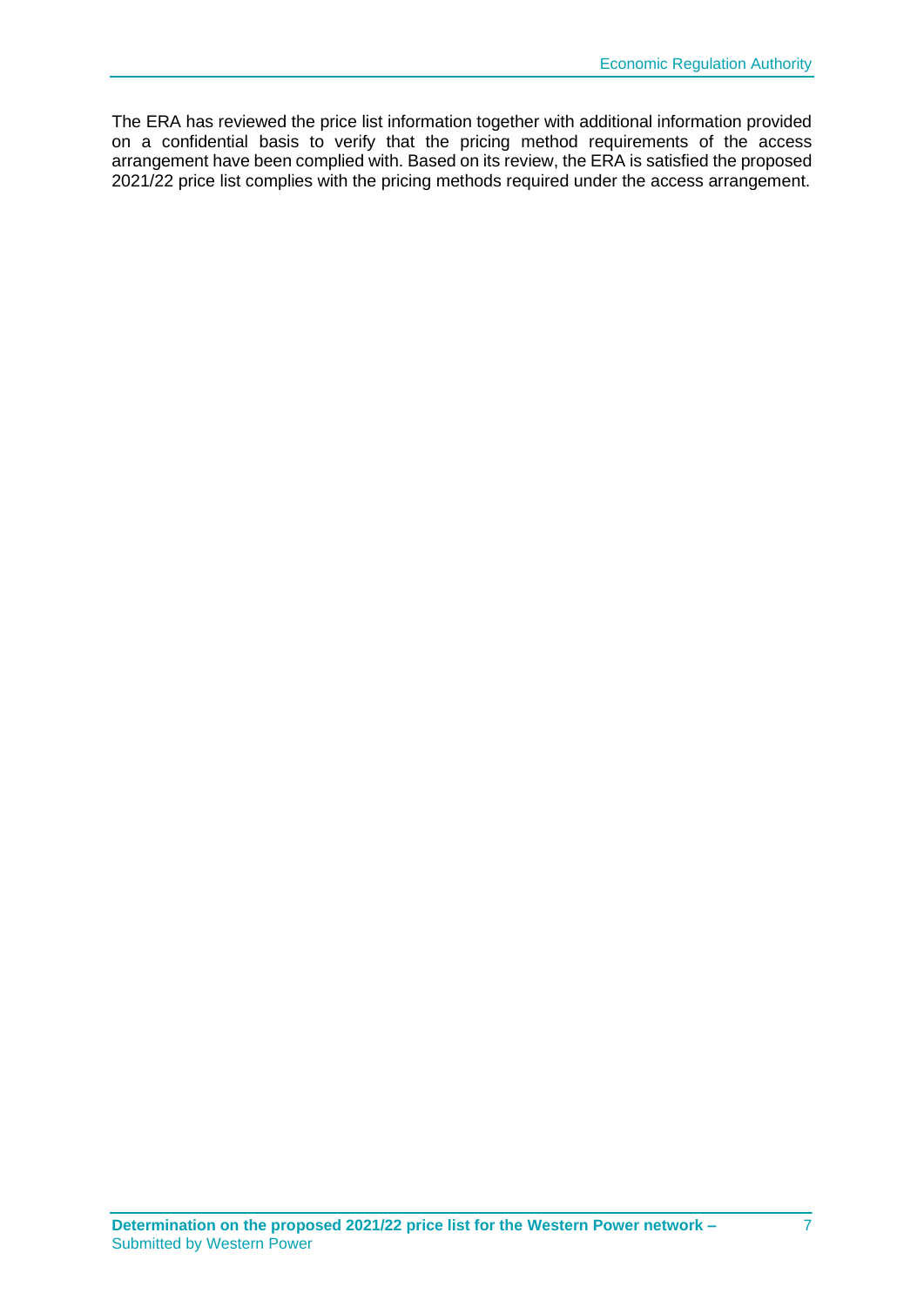The ERA has reviewed the price list information together with additional information provided on a confidential basis to verify that the pricing method requirements of the access arrangement have been complied with. Based on its review, the ERA is satisfied the proposed 2021/22 price list complies with the pricing methods required under the access arrangement.